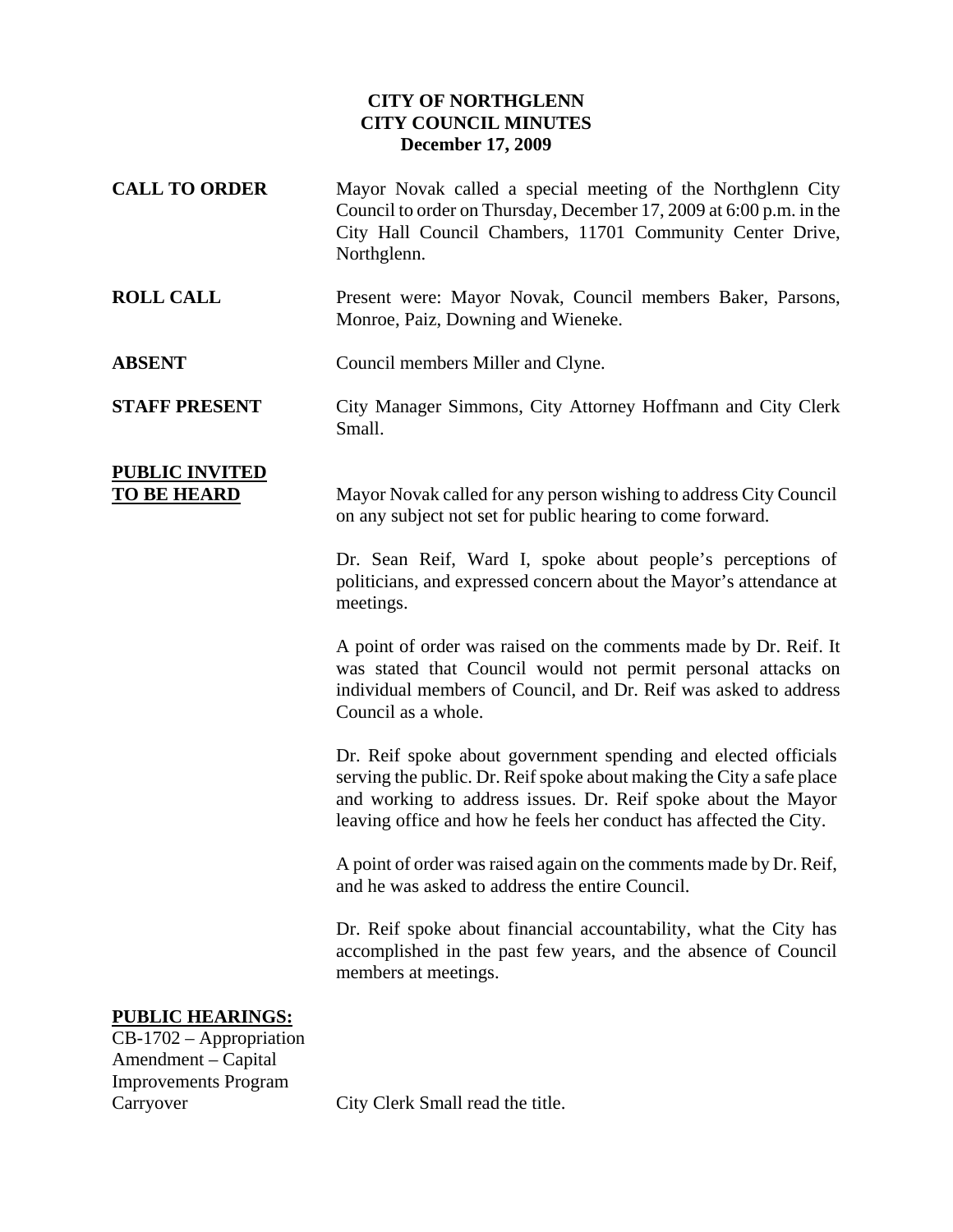# CITY OF NORTHGLENN
## CITY COUNCIL MINUTES
### December 17, 2009

**CALL TO ORDER**

Mayor Novak called a special meeting of the Northglenn City Council to order on Thursday, December 17, 2009 at 6:00 p.m. in the City Hall Council Chambers, 11701 Community Center Drive, Northglenn.

**ROLL CALL**

Present were: Mayor Novak, Council members Baker, Parsons, Monroe, Paiz, Downing and Wieneke.

**ABSENT**

Council members Miller and Clyne.

**STAFF PRESENT**

City Manager Simmons, City Attorney Hoffmann and City Clerk Small.

**PUBLIC INVITED TO BE HEARD**

Mayor Novak called for any person wishing to address City Council on any subject not set for public hearing to come forward.

Dr. Sean Reif, Ward I, spoke about people's perceptions of politicians, and expressed concern about the Mayor's attendance at meetings.

A point of order was raised on the comments made by Dr. Reif. It was stated that Council would not permit personal attacks on individual members of Council, and Dr. Reif was asked to address Council as a whole.

Dr. Reif spoke about government spending and elected officials serving the public. Dr. Reif spoke about making the City a safe place and working to address issues. Dr. Reif spoke about the Mayor leaving office and how he feels her conduct has affected the City.

A point of order was raised again on the comments made by Dr. Reif, and he was asked to address the entire Council.

Dr. Reif spoke about financial accountability, what the City has accomplished in the past few years, and the absence of Council members at meetings.

**PUBLIC HEARINGS:**

CB-1702 – Appropriation Amendment – Capital Improvements Program Carryover

City Clerk Small read the title.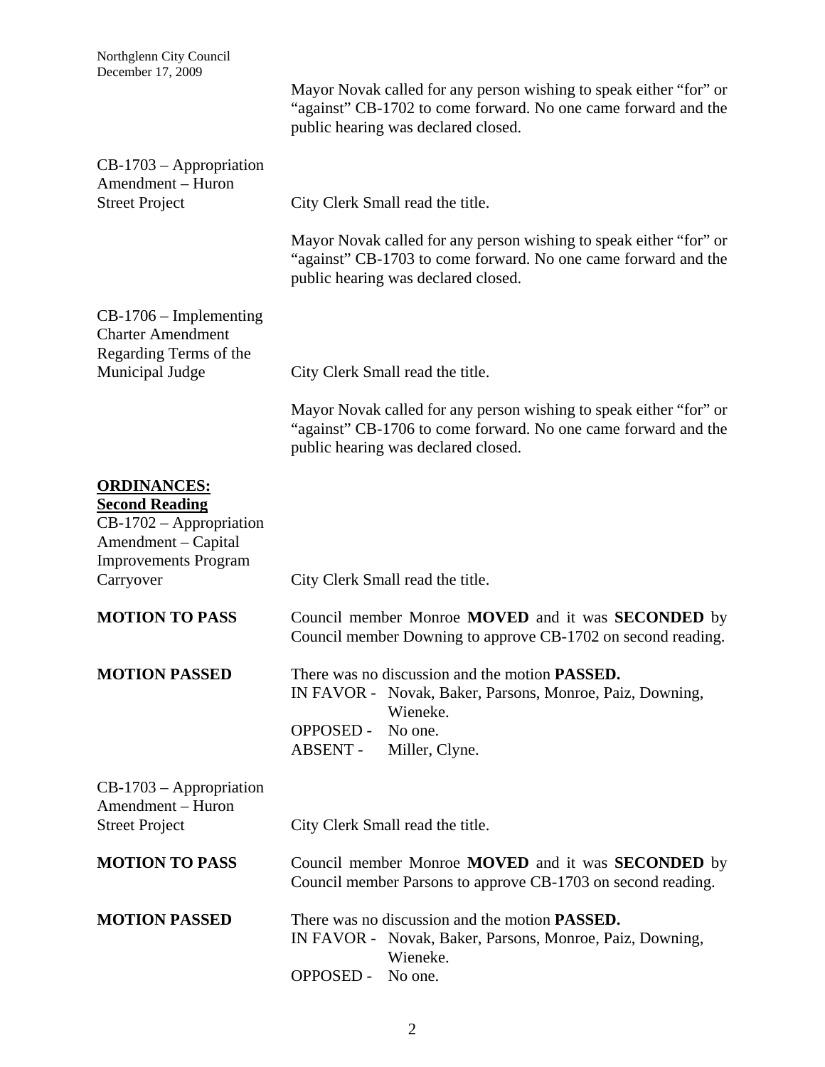Mayor Novak called for any person wishing to speak either "for" or "against" CB-1702 to come forward. No one came forward and the public hearing was declared closed.

CB-1703 – Appropriation Amendment – Huron Street Project

City Clerk Small read the title.

Mayor Novak called for any person wishing to speak either "for" or "against" CB-1703 to come forward. No one came forward and the public hearing was declared closed.

CB-1706 – Implementing Charter Amendment Regarding Terms of the Municipal Judge

City Clerk Small read the title.

Mayor Novak called for any person wishing to speak either "for" or "against" CB-1706 to come forward. No one came forward and the public hearing was declared closed.

## ORDINANCES:

### Second Reading

CB-1702 – Appropriation Amendment – Capital Improvements Program Carryover

City Clerk Small read the title.

**MOTION TO PASS**

Council member Monroe **MOVED** and it was **SECONDED** by Council member Downing to approve CB-1702 on second reading.

**MOTION PASSED**

There was no discussion and the motion **PASSED.**

IN FAVOR - Novak, Baker, Parsons, Monroe, Paiz, Downing, Wieneke.
OPPOSED - No one.
ABSENT - Miller, Clyne.

CB-1703 – Appropriation Amendment – Huron Street Project

City Clerk Small read the title.

**MOTION TO PASS**

Council member Monroe **MOVED** and it was **SECONDED** by Council member Parsons to approve CB-1703 on second reading.

**MOTION PASSED**

There was no discussion and the motion **PASSED.**

IN FAVOR - Novak, Baker, Parsons, Monroe, Paiz, Downing, Wieneke.
OPPOSED - No one.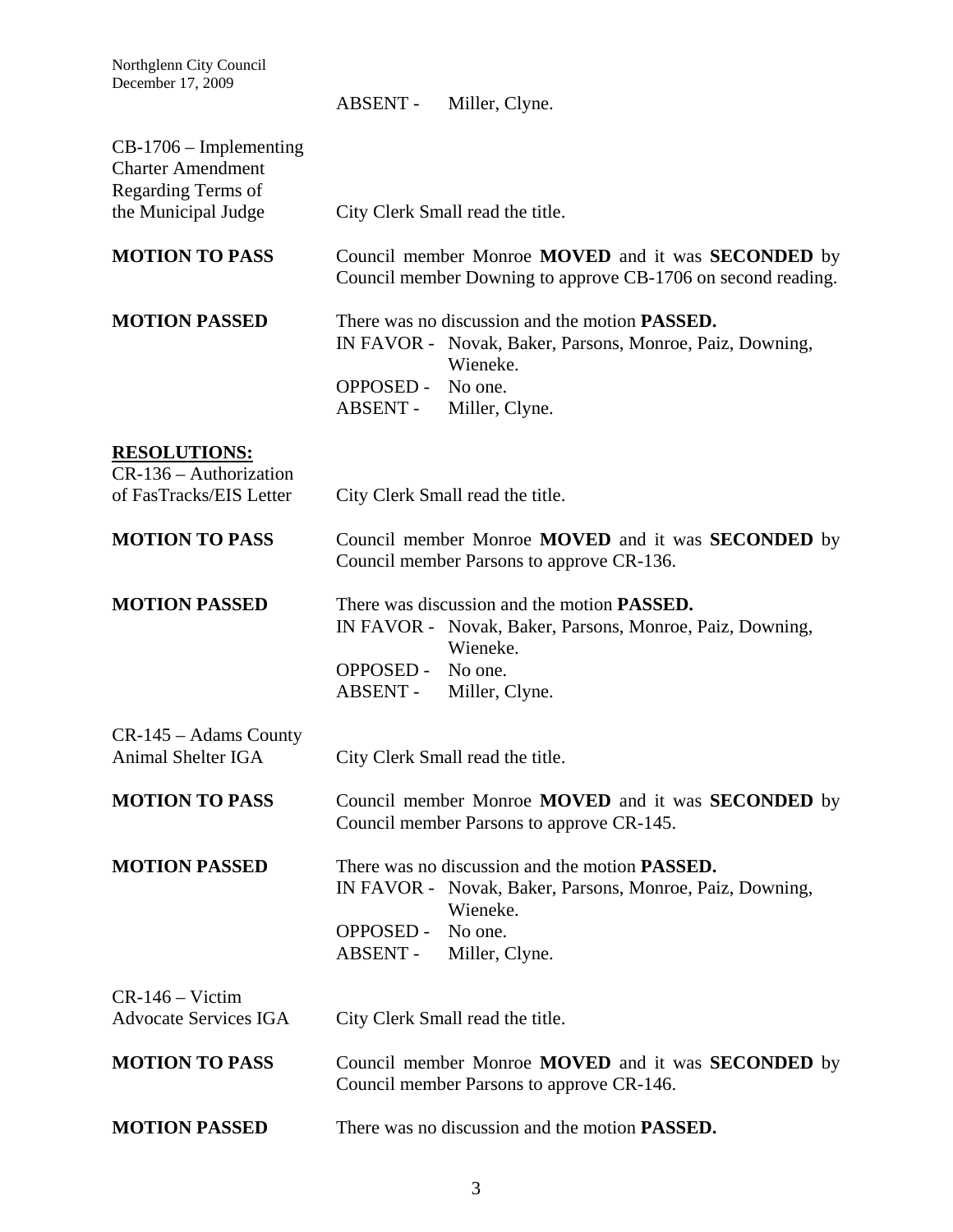ABSENT - Miller, Clyne.

CB-1706 – Implementing Charter Amendment Regarding Terms of the Municipal Judge

City Clerk Small read the title.

**MOTION TO PASS**

Council member Monroe **MOVED** and it was **SECONDED** by Council member Downing to approve CB-1706 on second reading.

**MOTION PASSED**

There was no discussion and the motion **PASSED.**

IN FAVOR - Novak, Baker, Parsons, Monroe, Paiz, Downing, Wieneke.
OPPOSED - No one.
ABSENT - Miller, Clyne.

**RESOLUTIONS:**

CR-136 – Authorization of FasTracks/EIS Letter

City Clerk Small read the title.

**MOTION TO PASS**

Council member Monroe **MOVED** and it was **SECONDED** by Council member Parsons to approve CR-136.

**MOTION PASSED**

There was discussion and the motion **PASSED.**

IN FAVOR - Novak, Baker, Parsons, Monroe, Paiz, Downing, Wieneke.
OPPOSED - No one.
ABSENT - Miller, Clyne.

CR-145 – Adams County Animal Shelter IGA

City Clerk Small read the title.

**MOTION TO PASS**

Council member Monroe **MOVED** and it was **SECONDED** by Council member Parsons to approve CR-145.

**MOTION PASSED**

There was no discussion and the motion **PASSED.**

IN FAVOR - Novak, Baker, Parsons, Monroe, Paiz, Downing, Wieneke.
OPPOSED - No one.
ABSENT - Miller, Clyne.

CR-146 – Victim Advocate Services IGA

City Clerk Small read the title.

**MOTION TO PASS**

Council member Monroe **MOVED** and it was **SECONDED** by Council member Parsons to approve CR-146.

**MOTION PASSED**

There was no discussion and the motion **PASSED.**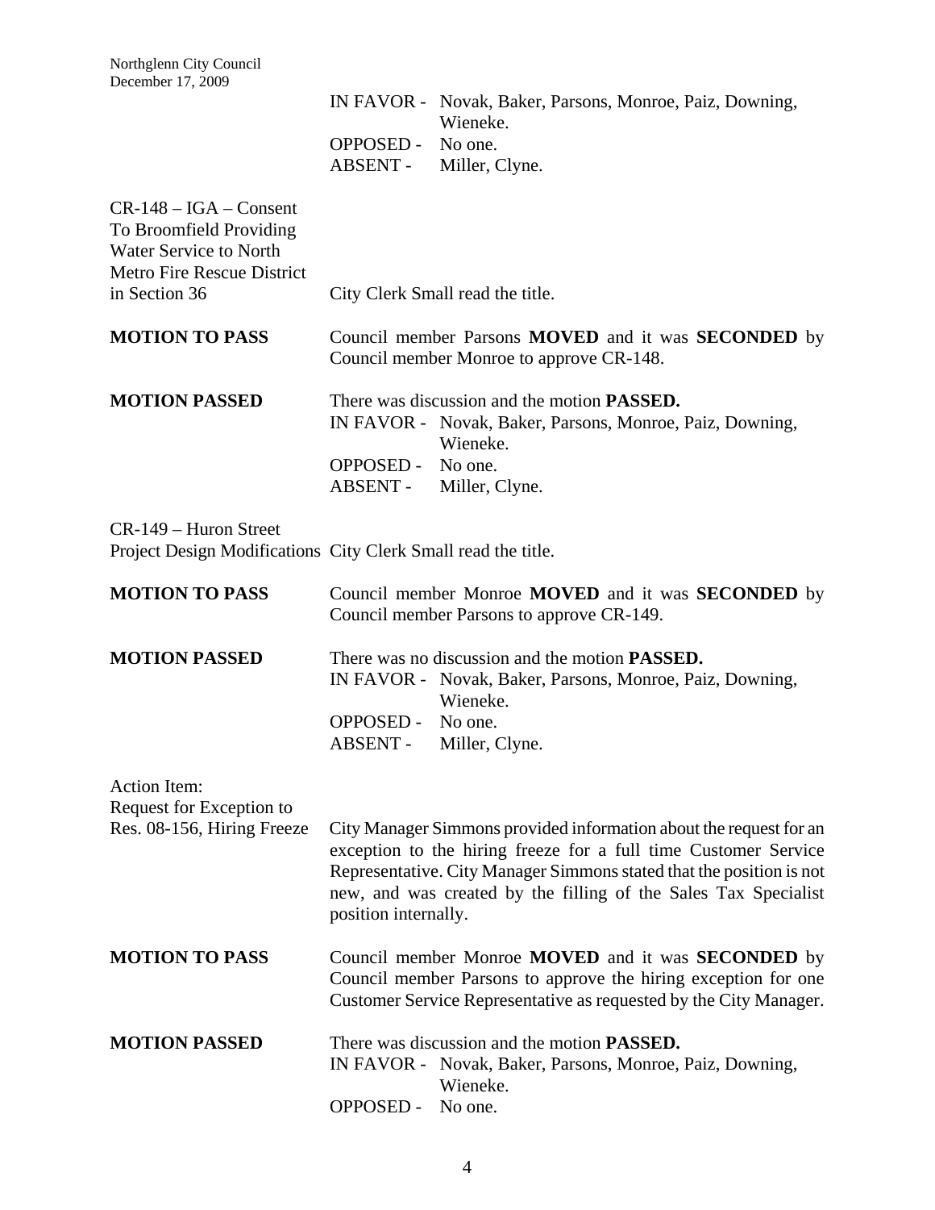IN FAVOR - Novak, Baker, Parsons, Monroe, Paiz, Downing, Wieneke.
OPPOSED - No one.
ABSENT - Miller, Clyne.

CR-148 – IGA – Consent To Broomfield Providing Water Service to North Metro Fire Rescue District in Section 36

City Clerk Small read the title.

**MOTION TO PASS**

Council member Parsons **MOVED** and it was **SECONDED** by Council member Monroe to approve CR-148.

**MOTION PASSED**

There was discussion and the motion **PASSED.**
IN FAVOR - Novak, Baker, Parsons, Monroe, Paiz, Downing, Wieneke.
OPPOSED - No one.
ABSENT - Miller, Clyne.

CR-149 – Huron Street Project Design Modifications

City Clerk Small read the title.

**MOTION TO PASS**

Council member Monroe **MOVED** and it was **SECONDED** by Council member Parsons to approve CR-149.

**MOTION PASSED**

There was no discussion and the motion **PASSED.**
IN FAVOR - Novak, Baker, Parsons, Monroe, Paiz, Downing, Wieneke.
OPPOSED - No one.
ABSENT - Miller, Clyne.

Action Item:
Request for Exception to Res. 08-156, Hiring Freeze

City Manager Simmons provided information about the request for an exception to the hiring freeze for a full time Customer Service Representative. City Manager Simmons stated that the position is not new, and was created by the filling of the Sales Tax Specialist position internally.

**MOTION TO PASS**

Council member Monroe **MOVED** and it was **SECONDED** by Council member Parsons to approve the hiring exception for one Customer Service Representative as requested by the City Manager.

**MOTION PASSED**

There was discussion and the motion **PASSED.**
IN FAVOR - Novak, Baker, Parsons, Monroe, Paiz, Downing, Wieneke.
OPPOSED - No one.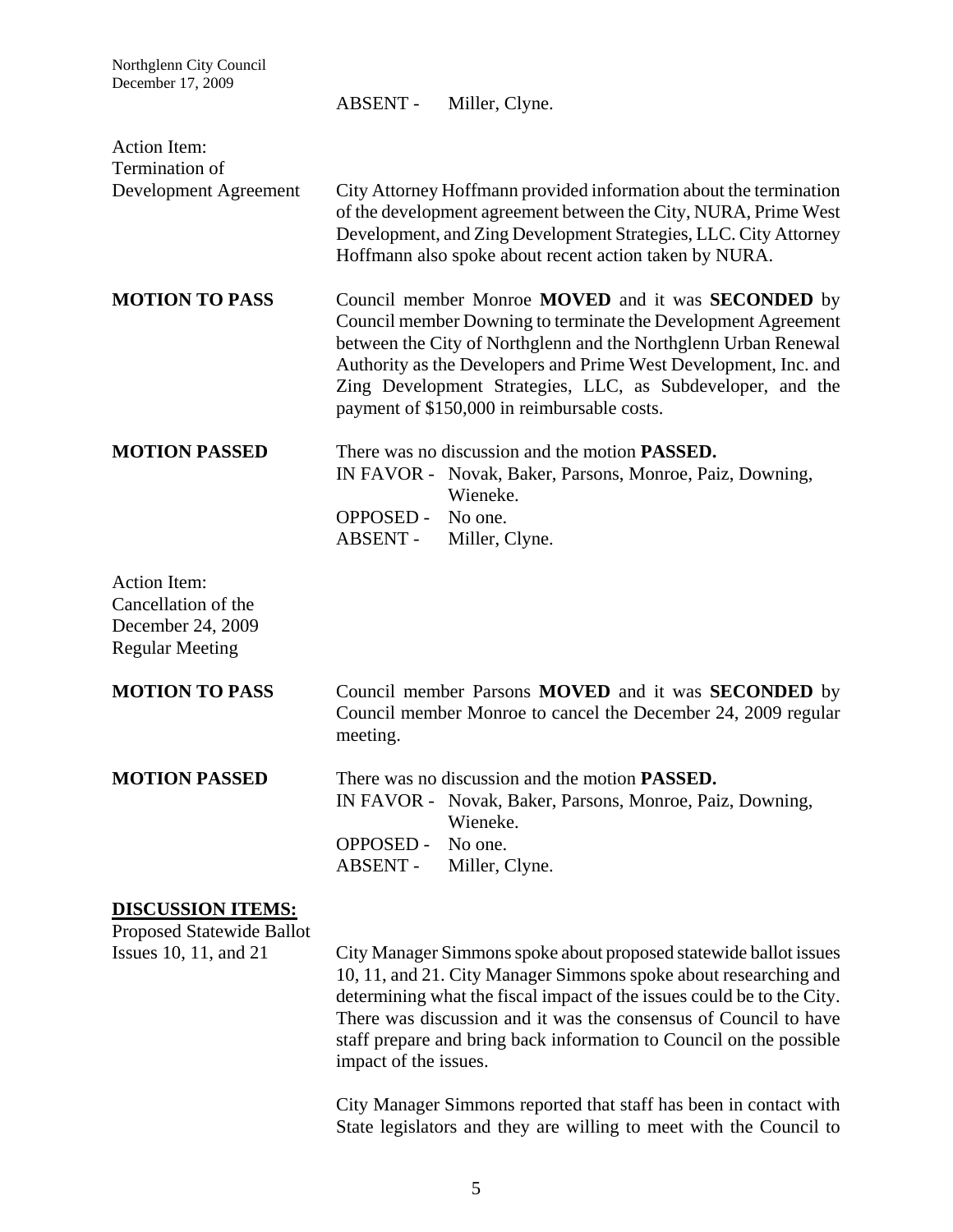ABSENT - Miller, Clyne.

Action Item:
Termination of Development Agreement

City Attorney Hoffmann provided information about the termination of the development agreement between the City, NURA, Prime West Development, and Zing Development Strategies, LLC. City Attorney Hoffmann also spoke about recent action taken by NURA.

**MOTION TO PASS**

Council member Monroe **MOVED** and it was **SECONDED** by Council member Downing to terminate the Development Agreement between the City of Northglenn and the Northglenn Urban Renewal Authority as the Developers and Prime West Development, Inc. and Zing Development Strategies, LLC, as Subdeveloper, and the payment of $150,000 in reimbursable costs.

**MOTION PASSED**

There was no discussion and the motion **PASSED.**

IN FAVOR - Novak, Baker, Parsons, Monroe, Paiz, Downing, Wieneke.
OPPOSED - No one.
ABSENT - Miller, Clyne.

Action Item:
Cancellation of the December 24, 2009 Regular Meeting

**MOTION TO PASS**

Council member Parsons **MOVED** and it was **SECONDED** by Council member Monroe to cancel the December 24, 2009 regular meeting.

**MOTION PASSED**

There was no discussion and the motion **PASSED.**

IN FAVOR - Novak, Baker, Parsons, Monroe, Paiz, Downing, Wieneke.
OPPOSED - No one.
ABSENT - Miller, Clyne.

**DISCUSSION ITEMS:**

Proposed Statewide Ballot Issues 10, 11, and 21

City Manager Simmons spoke about proposed statewide ballot issues 10, 11, and 21. City Manager Simmons spoke about researching and determining what the fiscal impact of the issues could be to the City. There was discussion and it was the consensus of Council to have staff prepare and bring back information to Council on the possible impact of the issues.

City Manager Simmons reported that staff has been in contact with State legislators and they are willing to meet with the Council to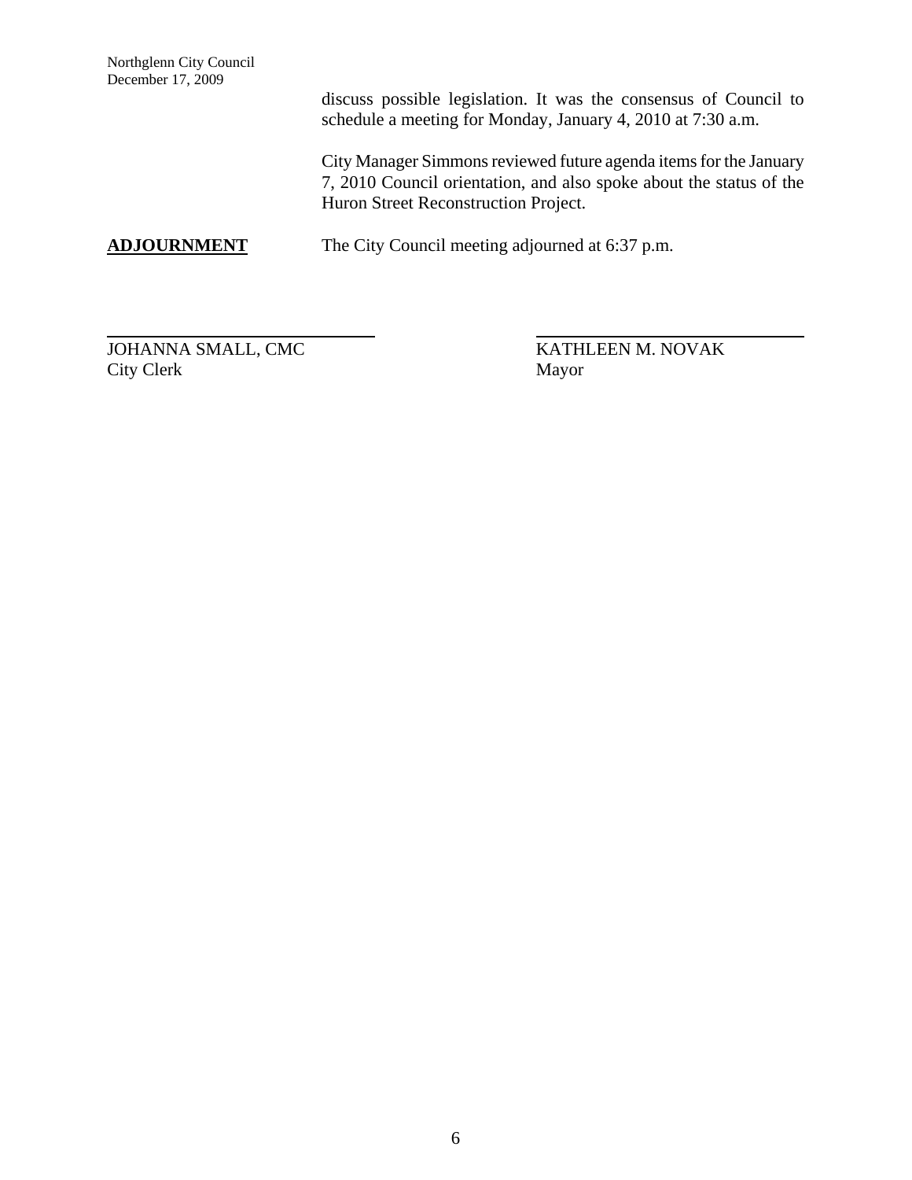discuss possible legislation. It was the consensus of Council to schedule a meeting for Monday, January 4, 2010 at 7:30 a.m.

City Manager Simmons reviewed future agenda items for the January 7, 2010 Council orientation, and also spoke about the status of the Huron Street Reconstruction Project.

**ADJOURNMENT** The City Council meeting adjourned at 6:37 p.m.

JOHANNA SMALL, CMC
City Clerk

KATHLEEN M. NOVAK
Mayor